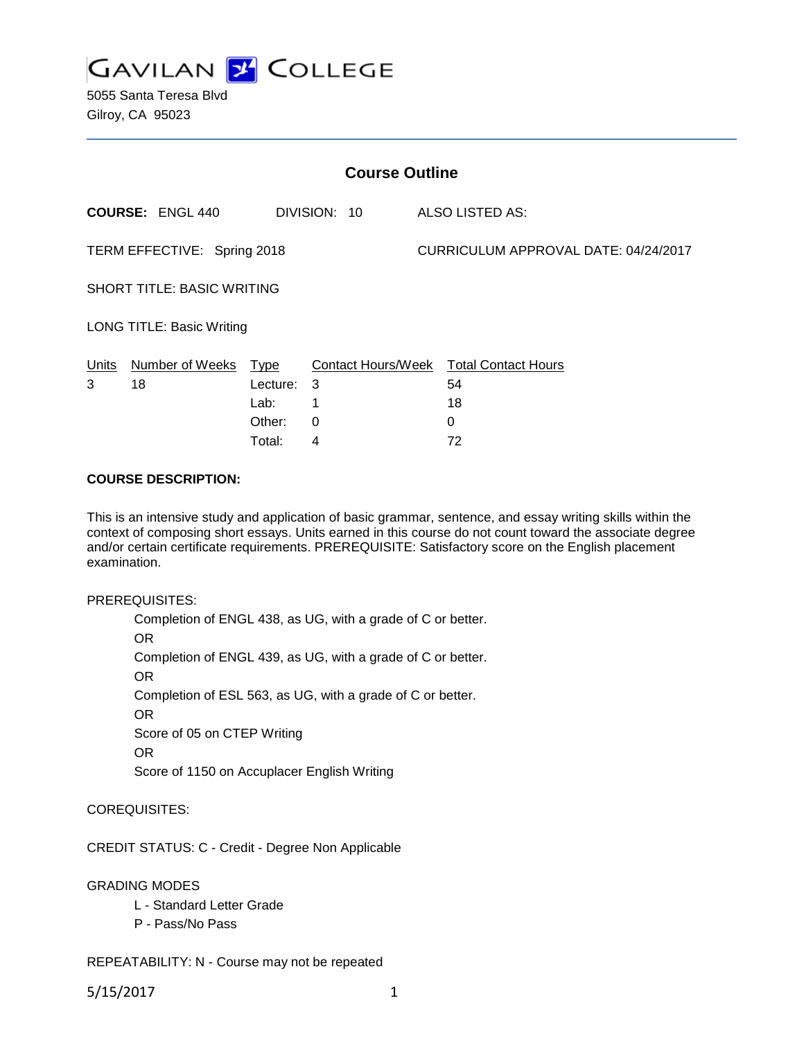# GAVILAN COLLEGE

5055 Santa Teresa Blvd
Gilroy, CA 95023

## Course Outline

**COURSE:** ENGL 440 DIVISION: 10 ALSO LISTED AS:

TERM EFFECTIVE: Spring 2018 CURRICULUM APPROVAL DATE: 04/24/2017

SHORT TITLE: BASIC WRITING

LONG TITLE: Basic Writing

| Units | Number of Weeks | Type | Contact Hours/Week | Total Contact Hours |
|---|---|---|---|---|
| 3 | 18 | Lecture: | 3 | 54 |
| | | Lab: | 1 | 18 |
| | | Other: | 0 | 0 |
| | | Total: | 4 | 72 |

**COURSE DESCRIPTION:**

This is an intensive study and application of basic grammar, sentence, and essay writing skills within the context of composing short essays. Units earned in this course do not count toward the associate degree and/or certain certificate requirements. PREREQUISITE: Satisfactory score on the English placement examination.

PREREQUISITES:

Completion of ENGL 438, as UG, with a grade of C or better.
OR
Completion of ENGL 439, as UG, with a grade of C or better.
OR
Completion of ESL 563, as UG, with a grade of C or better.
OR
Score of 05 on CTEP Writing
OR
Score of 1150 on Accuplacer English Writing

COREQUISITES:

CREDIT STATUS: C - Credit - Degree Non Applicable

GRADING MODES

L - Standard Letter Grade
P - Pass/No Pass

REPEATABILITY: N - Course may not be repeated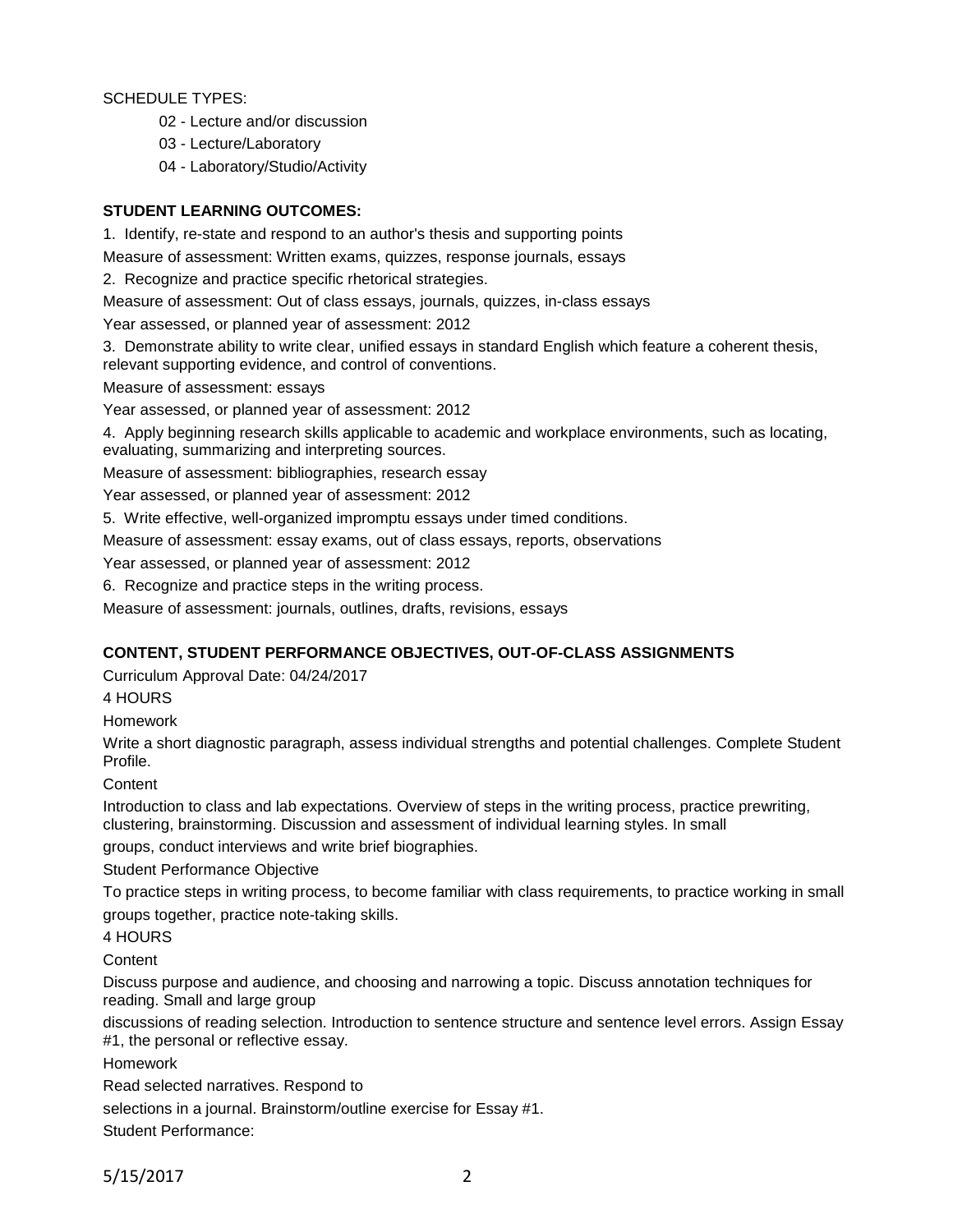SCHEDULE TYPES:

- 02 - Lecture and/or discussion
- 03 - Lecture/Laboratory
- 04 - Laboratory/Studio/Activity

**STUDENT LEARNING OUTCOMES:**

1. Identify, re-state and respond to an author's thesis and supporting points

Measure of assessment: Written exams, quizzes, response journals, essays

2. Recognize and practice specific rhetorical strategies.

Measure of assessment: Out of class essays, journals, quizzes, in-class essays

Year assessed, or planned year of assessment: 2012

3. Demonstrate ability to write clear, unified essays in standard English which feature a coherent thesis, relevant supporting evidence, and control of conventions.

Measure of assessment: essays

Year assessed, or planned year of assessment: 2012

4. Apply beginning research skills applicable to academic and workplace environments, such as locating, evaluating, summarizing and interpreting sources.

Measure of assessment: bibliographies, research essay

Year assessed, or planned year of assessment: 2012

5. Write effective, well-organized impromptu essays under timed conditions.

Measure of assessment: essay exams, out of class essays, reports, observations

Year assessed, or planned year of assessment: 2012

6. Recognize and practice steps in the writing process.

Measure of assessment: journals, outlines, drafts, revisions, essays

**CONTENT, STUDENT PERFORMANCE OBJECTIVES, OUT-OF-CLASS ASSIGNMENTS**

Curriculum Approval Date: 04/24/2017

4 HOURS

Homework

Write a short diagnostic paragraph, assess individual strengths and potential challenges. Complete Student Profile.

Content

Introduction to class and lab expectations. Overview of steps in the writing process, practice prewriting, clustering, brainstorming. Discussion and assessment of individual learning styles. In small groups, conduct interviews and write brief biographies.

Student Performance Objective

To practice steps in writing process, to become familiar with class requirements, to practice working in small groups together, practice note-taking skills.

4 HOURS

Content

Discuss purpose and audience, and choosing and narrowing a topic. Discuss annotation techniques for reading. Small and large group discussions of reading selection. Introduction to sentence structure and sentence level errors. Assign Essay #1, the personal or reflective essay.

Homework

Read selected narratives. Respond to selections in a journal. Brainstorm/outline exercise for Essay #1.

Student Performance: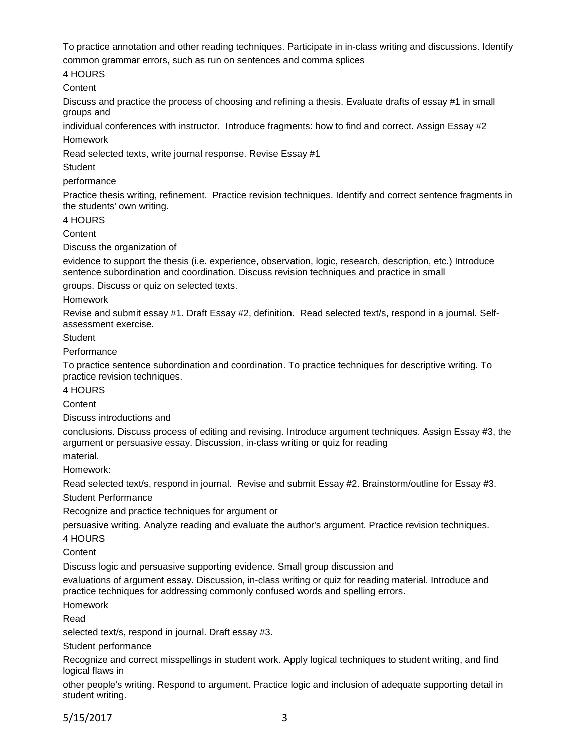To practice annotation and other reading techniques. Participate in in-class writing and discussions. Identify common grammar errors, such as run on sentences and comma splices

4 HOURS

Content

Discuss and practice the process of choosing and refining a thesis. Evaluate drafts of essay #1 in small groups and individual conferences with instructor. Introduce fragments: how to find and correct. Assign Essay #2

Homework

Read selected texts, write journal response. Revise Essay #1

Student performance

Practice thesis writing, refinement. Practice revision techniques. Identify and correct sentence fragments in the students' own writing.

4 HOURS

Content

Discuss the organization of evidence to support the thesis (i.e. experience, observation, logic, research, description, etc.) Introduce sentence subordination and coordination. Discuss revision techniques and practice in small groups. Discuss or quiz on selected texts.

Homework

Revise and submit essay #1. Draft Essay #2, definition. Read selected text/s, respond in a journal. Self-assessment exercise.

Student Performance

To practice sentence subordination and coordination. To practice techniques for descriptive writing. To practice revision techniques.

4 HOURS

Content

Discuss introductions and conclusions. Discuss process of editing and revising. Introduce argument techniques. Assign Essay #3, the argument or persuasive essay. Discussion, in-class writing or quiz for reading material.

Homework:

Read selected text/s, respond in journal. Revise and submit Essay #2. Brainstorm/outline for Essay #3.

Student Performance

Recognize and practice techniques for argument or persuasive writing. Analyze reading and evaluate the author's argument. Practice revision techniques.

4 HOURS

Content

Discuss logic and persuasive supporting evidence. Small group discussion and evaluations of argument essay. Discussion, in-class writing or quiz for reading material. Introduce and practice techniques for addressing commonly confused words and spelling errors.

Homework

Read selected text/s, respond in journal. Draft essay #3.

Student performance

Recognize and correct misspellings in student work. Apply logical techniques to student writing, and find logical flaws in other people's writing. Respond to argument. Practice logic and inclusion of adequate supporting detail in student writing.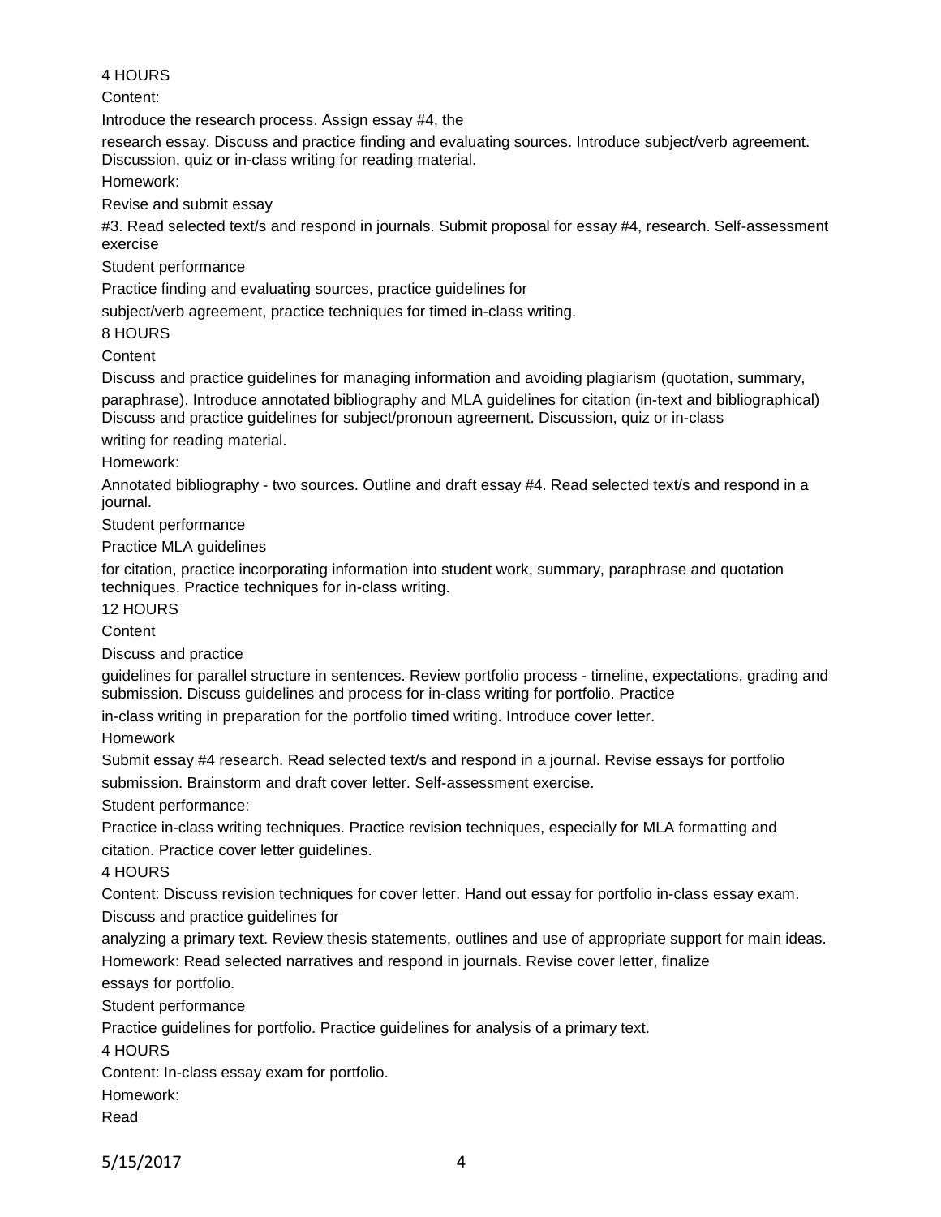4 HOURS

Content:

Introduce the research process. Assign essay #4, the research essay. Discuss and practice finding and evaluating sources. Introduce subject/verb agreement. Discussion, quiz or in-class writing for reading material.

Homework:

Revise and submit essay #3. Read selected text/s and respond in journals. Submit proposal for essay #4, research. Self-assessment exercise

Student performance

Practice finding and evaluating sources, practice guidelines for subject/verb agreement, practice techniques for timed in-class writing.

8 HOURS

Content

Discuss and practice guidelines for managing information and avoiding plagiarism (quotation, summary, paraphrase). Introduce annotated bibliography and MLA guidelines for citation (in-text and bibliographical) Discuss and practice guidelines for subject/pronoun agreement. Discussion, quiz or in-class writing for reading material.

Homework:

Annotated bibliography - two sources. Outline and draft essay #4. Read selected text/s and respond in a journal.

Student performance

Practice MLA guidelines for citation, practice incorporating information into student work, summary, paraphrase and quotation techniques. Practice techniques for in-class writing.

12 HOURS

Content

Discuss and practice guidelines for parallel structure in sentences. Review portfolio process - timeline, expectations, grading and submission. Discuss guidelines and process for in-class writing for portfolio. Practice in-class writing in preparation for the portfolio timed writing. Introduce cover letter.

Homework

Submit essay #4 research. Read selected text/s and respond in a journal. Revise essays for portfolio submission. Brainstorm and draft cover letter. Self-assessment exercise.

Student performance:

Practice in-class writing techniques. Practice revision techniques, especially for MLA formatting and citation. Practice cover letter guidelines.

4 HOURS

Content: Discuss revision techniques for cover letter. Hand out essay for portfolio in-class essay exam. Discuss and practice guidelines for analyzing a primary text. Review thesis statements, outlines and use of appropriate support for main ideas.

Homework: Read selected narratives and respond in journals. Revise cover letter, finalize essays for portfolio.

Student performance

Practice guidelines for portfolio. Practice guidelines for analysis of a primary text.

4 HOURS

Content: In-class essay exam for portfolio.

Homework:

Read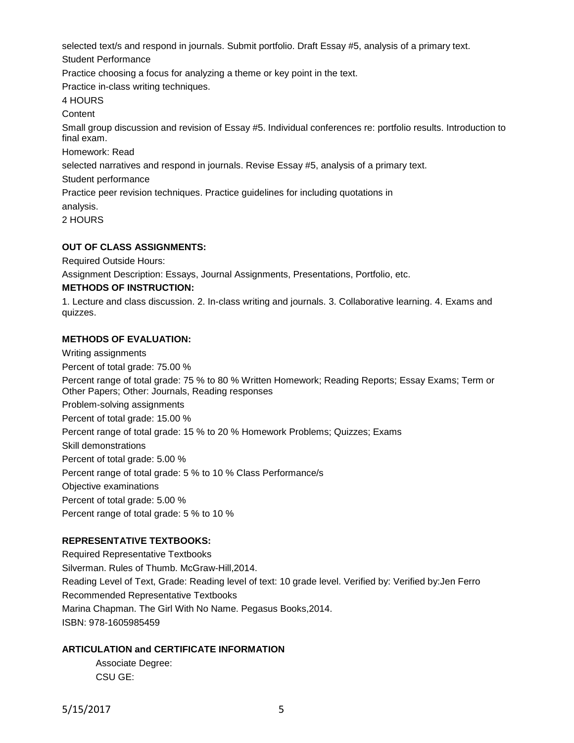selected text/s and respond in journals. Submit portfolio. Draft Essay #5, analysis of a primary text.

Student Performance

Practice choosing a focus for analyzing a theme or key point in the text.

Practice in-class writing techniques.

4 HOURS

Content

Small group discussion and revision of Essay #5. Individual conferences re: portfolio results. Introduction to final exam.

Homework: Read

selected narratives and respond in journals. Revise Essay #5, analysis of a primary text.

Student performance

Practice peer revision techniques. Practice guidelines for including quotations in

analysis.

2 HOURS

**OUT OF CLASS ASSIGNMENTS:**

Required Outside Hours:

Assignment Description: Essays, Journal Assignments, Presentations, Portfolio, etc.

**METHODS OF INSTRUCTION:**

1. Lecture and class discussion. 2. In-class writing and journals. 3. Collaborative learning. 4. Exams and quizzes.

**METHODS OF EVALUATION:**

Writing assignments

Percent of total grade: 75.00 %

Percent range of total grade: 75 % to 80 % Written Homework; Reading Reports; Essay Exams; Term or Other Papers; Other: Journals, Reading responses

Problem-solving assignments

Percent of total grade: 15.00 %

Percent range of total grade: 15 % to 20 % Homework Problems; Quizzes; Exams

Skill demonstrations

Percent of total grade: 5.00 %

Percent range of total grade: 5 % to 10 % Class Performance/s

Objective examinations

Percent of total grade: 5.00 %

Percent range of total grade: 5 % to 10 %

**REPRESENTATIVE TEXTBOOKS:**

Required Representative Textbooks

Silverman. Rules of Thumb. McGraw-Hill,2014.

Reading Level of Text, Grade: Reading level of text: 10 grade level. Verified by: Verified by:Jen Ferro

Recommended Representative Textbooks

Marina Chapman. The Girl With No Name. Pegasus Books,2014.

ISBN: 978-1605985459

**ARTICULATION and CERTIFICATE INFORMATION**

Associate Degree:

CSU GE: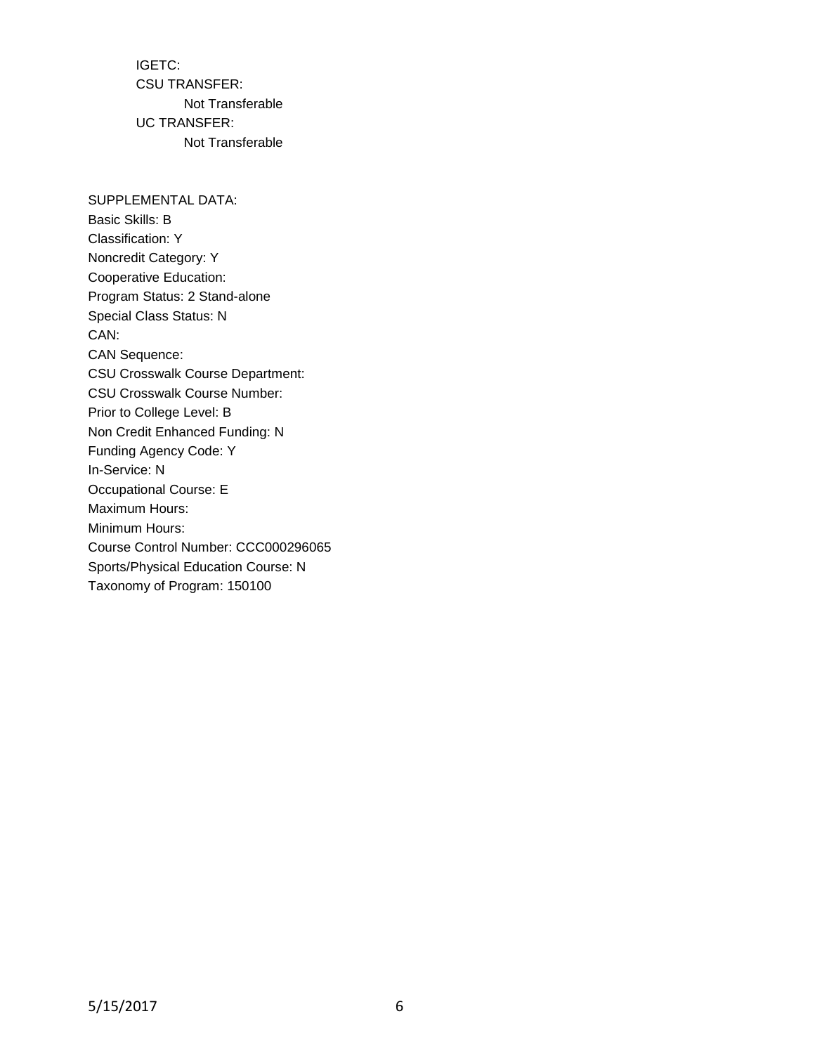IGETC:

CSU TRANSFER:

Not Transferable

UC TRANSFER:

Not Transferable

SUPPLEMENTAL DATA:

Basic Skills: B

Classification: Y

Noncredit Category: Y

Cooperative Education:

Program Status: 2 Stand-alone

Special Class Status: N

CAN:

CAN Sequence:

CSU Crosswalk Course Department:

CSU Crosswalk Course Number:

Prior to College Level: B

Non Credit Enhanced Funding: N

Funding Agency Code: Y

In-Service: N

Occupational Course: E

Maximum Hours:

Minimum Hours:

Course Control Number: CCC000296065

Sports/Physical Education Course: N

Taxonomy of Program: 150100